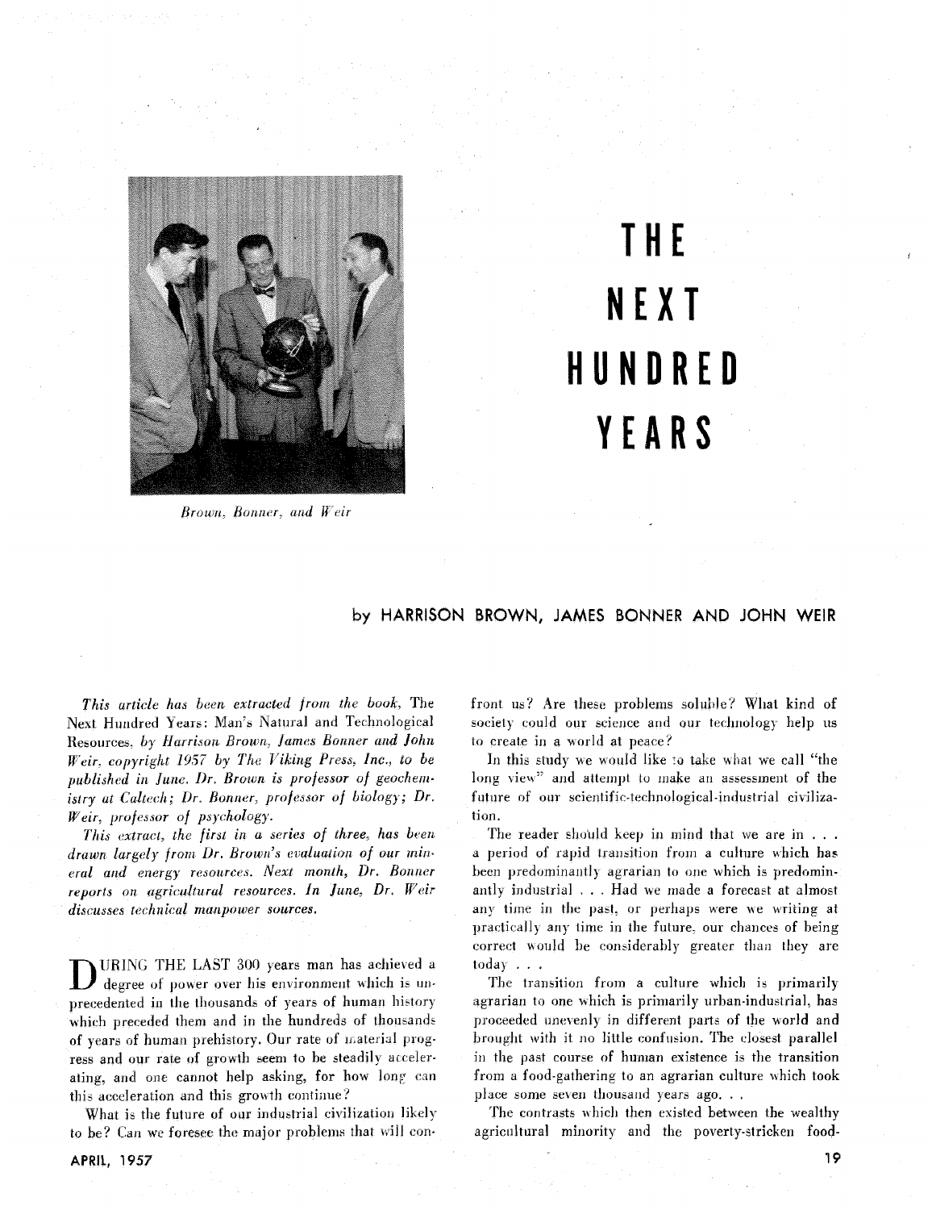# THE NEXT HUNDRED YEARS

*Brown, Bonner, and Weir*

by HARRISON BROWN, JAMES BONNER AND JOHN WEIR

*This article has been extracted from the book,* The Next Hundred Years: Man's Natural and Technological Resources, *by Harrison Brown, James Bonner and John Weir, copyright 1957 by The Viking Press, Inc., to be published in June. Dr. Brown is professor of geochemistry at Caltech; Dr. Bonner, professor of biology; Dr. Weir, professor of psychology.*

*This extract, the first in a series of three, has been drawn largely from Dr. Brown's evaluation of our mineral and energy resources. Next month, Dr. Bonner reports on agricultural resources. In June, Dr. Weir discusses technical manpower sources.*

DURING THE LAST 300 years man has achieved a degree of power over his environment which is unprecedented in the thousands of years of human history which preceded them and in the hundreds of thousands of years of human prehistory. Our rate of material progress and our rate of growth seem to be steadily accelerating, and one cannot help asking, for how long can this acceleration and this growth continue?

What is the future of our industrial civilization likely to be? Can we foresee the major problems that will confront us? Are these problems soluble? What kind of society could our science and our technology help us to create in a world at peace?

In this study we would like to take what we call "the long view" and attempt to make an assessment of the future of our scientific-technological-industrial civilization.

The reader should keep in mind that we are in . . . a period of rapid transition from a culture which has been predominantly agrarian to one which is predominantly industrial . . . Had we made a forecast at almost any time in the past, or perhaps were we writing at practically any time in the future, our chances of being correct would be considerably greater than they are today . . .

The transition from a culture which is primarily agrarian to one which is primarily urban-industrial, has proceeded unevenly in different parts of the world and brought with it no little confusion. The closest parallel in the past course of human existence is the transition from a food-gathering to an agrarian culture which took place some seven thousand years ago. . .

The contrasts which then existed between the wealthy agricultural minority and the poverty-stricken food-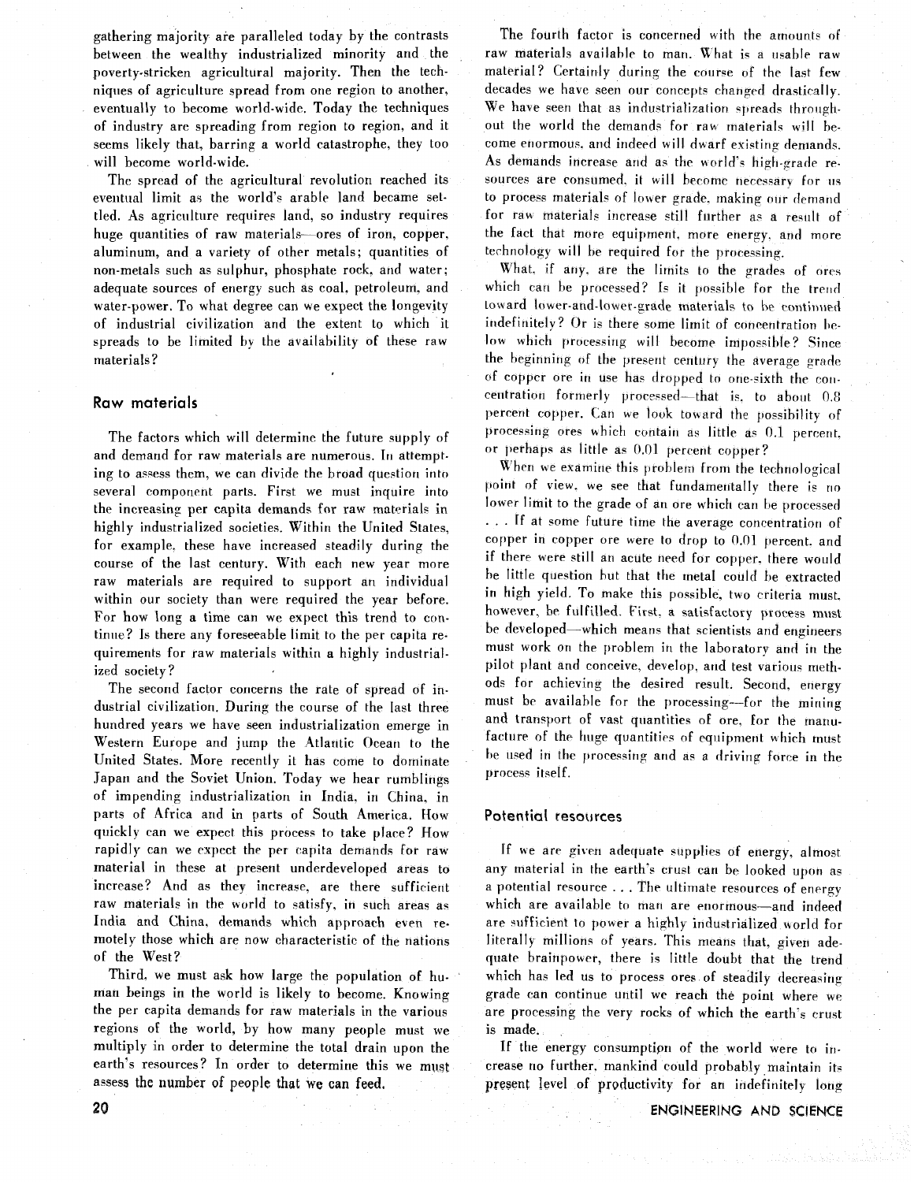gathering majority are paralleled today by the contrasts between the wealthy industrialized minority and the poverty-stricken agricultural majority. Then the techniques of agriculture spread from one region to another, eventually to become world-wide. Today the techniques of industry are spreading from region to region, and it seems likely that, barring a world catastrophe, they too will become world-wide.

The spread of the agricultural revolution reached its eventual limit as the world's arable land became settled. As agriculture requires land, so industry requires huge quantities of raw materials—ores of iron, copper, aluminum, and a variety of other metals; quantities of non-metals such as sulphur, phosphate rock, and water; adequate sources of energy such as coal, petroleum, and water-power. To what degree can we expect the longevity of industrial civilization and the extent to which it spreads to be limited by the availability of these raw materials?

## Raw materials

The factors which will determine the future supply of and demand for raw materials are numerous. In attempting to assess them, we can divide the broad question into several component parts. First we must inquire into the increasing per capita demands for raw materials in highly industrialized societies. Within the United States, for example, these have increased steadily during the course of the last century. With each new year more raw materials are required to support an individual within our society than were required the year before. For how long a time can we expect this trend to continue? Is there any foreseeable limit to the per capita requirements for raw materials within a highly industrialized society?

The second factor concerns the rate of spread of industrial civilization. During the course of the last three hundred years we have seen industrialization emerge in Western Europe and jump the Atlantic Ocean to the United States. More recently it has come to dominate Japan and the Soviet Union. Today we hear rumblings of impending industrialization in India, in China, in parts of Africa and in parts of South America. How quickly can we expect this process to take place? How rapidly can we expect the per capita demands for raw material in these at present underdeveloped areas to increase? And as they increase, are there sufficient raw materials in the world to satisfy, in such areas as India and China, demands which approach even remotely those which are now characteristic of the nations of the West?

Third, we must ask how large the population of human beings in the world is likely to become. Knowing the per capita demands for raw materials in the various regions of the world, by how many people must we multiply in order to determine the total drain upon the earth's resources? In order to determine this we must assess the number of people that we can feed.

The fourth factor is concerned with the amounts of raw materials available to man. What is a usable raw material? Certainly during the course of the last few decades we have seen our concepts changed drastically. We have seen that as industrialization spreads throughout the world the demands for raw materials will become enormous, and indeed will dwarf existing demands. As demands increase and as the world's high-grade resources are consumed, it will become necessary for us to process materials of lower grade, making our demand for raw materials increase still further as a result of the fact that more equipment, more energy, and more technology will be required for the processing.

What, if any, are the limits to the grades of ores which can be processed? Is it possible for the trend toward lower-and-lower-grade materials to be continued indefinitely? Or is there some limit of concentration below which processing will become impossible? Since the beginning of the present century the average grade of copper ore in use has dropped to one-sixth the concentration formerly processed—that is, to about 0.8 percent copper. Can we look toward the possibility of processing ores which contain as little as 0.1 percent, or perhaps as little as 0.01 percent copper?

When we examine this problem from the technological point of view, we see that fundamentally there is no lower limit to the grade of an ore which can be processed . . . If at some future time the average concentration of copper in copper ore were to drop to 0.01 percent, and if there were still an acute need for copper, there would be little question but that the metal could be extracted in high yield. To make this possible, two criteria must, however, be fulfilled. First, a satisfactory process must be developed—which means that scientists and engineers must work on the problem in the laboratory and in the pilot plant and conceive, develop, and test various methods for achieving the desired result. Second, energy must be available for the processing—for the mining and transport of vast quantities of ore, for the manufacture of the huge quantities of equipment which must be used in the processing and as a driving force in the process itself.

## Potential resources

If we are given adequate supplies of energy, almost any material in the earth's crust can be looked upon as a potential resource . . . The ultimate resources of energy which are available to man are enormous—and indeed are sufficient to power a highly industrialized world for literally millions of years. This means that, given adequate brainpower, there is little doubt that the trend which has led us to process ores of steadily decreasing grade can continue until we reach the point where we are processing the very rocks of which the earth's crust is made.

If the energy consumption of the world were to increase no further, mankind could probably maintain its present level of productivity for an indefinitely long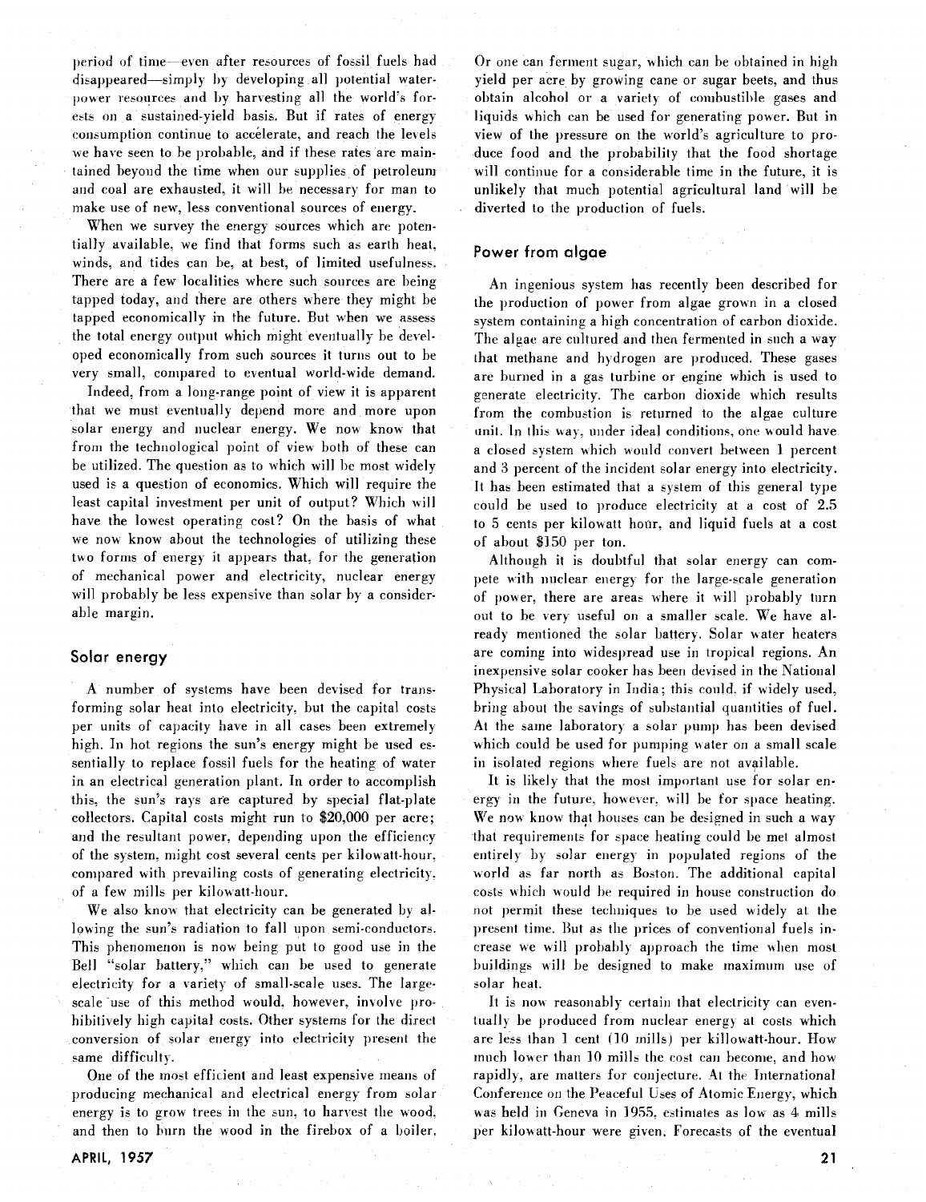period of time—even after resources of fossil fuels had disappeared—simply by developing all potential water-power resources and by harvesting all the world's forests on a sustained-yield basis. But if rates of energy consumption continue to accelerate, and reach the levels we have seen to be probable, and if these rates are maintained beyond the time when our supplies of petroleum and coal are exhausted, it will be necessary for man to make use of new, less conventional sources of energy.

When we survey the energy sources which are potentially available, we find that forms such as earth heat, winds, and tides can be, at best, of limited usefulness. There are a few localities where such sources are being tapped today, and there are others where they might be tapped economically in the future. But when we assess the total energy output which might eventually be developed economically from such sources it turns out to be very small, compared to eventual world-wide demand.

Indeed, from a long-range point of view it is apparent that we must eventually depend more and more upon solar energy and nuclear energy. We now know that from the technological point of view both of these can be utilized. The question as to which will be most widely used is a question of economics. Which will require the least capital investment per unit of output? Which will have the lowest operating cost? On the basis of what we now know about the technologies of utilizing these two forms of energy it appears that, for the generation of mechanical power and electricity, nuclear energy will probably be less expensive than solar by a considerable margin.

## Solar energy

A number of systems have been devised for transforming solar heat into electricity, but the capital costs per units of capacity have in all cases been extremely high. In hot regions the sun's energy might be used essentially to replace fossil fuels for the heating of water in an electrical generation plant. In order to accomplish this, the sun's rays are captured by special flat-plate collectors. Capital costs might run to $20,000 per acre; and the resultant power, depending upon the efficiency of the system, might cost several cents per kilowatt-hour, compared with prevailing costs of generating electricity of a few mills per kilowatt-hour.

We also know that electricity can be generated by allowing the sun's radiation to fall upon semi-conductors. This phenomenon is now being put to good use in the Bell "solar battery," which can be used to generate electricity for a variety of small-scale uses. The large-scale use of this method would, however, involve prohibitively high capital costs. Other systems for the direct conversion of solar energy into electricity present the same difficulty.

One of the most efficient and least expensive means of producing mechanical and electrical energy from solar energy is to grow trees in the sun, to harvest the wood, and then to burn the wood in the firebox of a boiler. Or one can ferment sugar, which can be obtained in high yield per acre by growing cane or sugar beets, and thus obtain alcohol or a variety of combustible gases and liquids which can be used for generating power. But in view of the pressure on the world's agriculture to produce food and the probability that the food shortage will continue for a considerable time in the future, it is unlikely that much potential agricultural land will be diverted to the production of fuels.

## Power from algae

An ingenious system has recently been described for the production of power from algae grown in a closed system containing a high concentration of carbon dioxide. The algae are cultured and then fermented in such a way that methane and hydrogen are produced. These gases are burned in a gas turbine or engine which is used to generate electricity. The carbon dioxide which results from the combustion is returned to the algae culture unit. In this way, under ideal conditions, one would have a closed system which would convert between 1 percent and 3 percent of the incident solar energy into electricity. It has been estimated that a system of this general type could be used to produce electricity at a cost of 2.5 to 5 cents per kilowatt hour, and liquid fuels at a cost of about $150 per ton.

Although it is doubtful that solar energy can compete with nuclear energy for the large-scale generation of power, there are areas where it will probably turn out to be very useful on a smaller scale. We have already mentioned the solar battery. Solar water heaters are coming into widespread use in tropical regions. An inexpensive solar cooker has been devised in the National Physical Laboratory in India; this could, if widely used, bring about the savings of substantial quantities of fuel. At the same laboratory a solar pump has been devised which could be used for pumping water on a small scale in isolated regions where fuels are not available.

It is likely that the most important use for solar energy in the future, however, will be for space heating. We now know that houses can be designed in such a way that requirements for space heating could be met almost entirely by solar energy in populated regions of the world as far north as Boston. The additional capital costs which would be required in house construction do not permit these techniques to be used widely at the present time. But as the prices of conventional fuels increase we will probably approach the time when most buildings will be designed to make maximum use of solar heat.

It is now reasonably certain that electricity can eventually be produced from nuclear energy at costs which are less than 1 cent (10 mills) per killowatt-hour. How much lower than 10 mills the cost can become, and how rapidly, are matters for conjecture. At the International Conference on the Peaceful Uses of Atomic Energy, which was held in Geneva in 1955, estimates as low as 4 mills per kilowatt-hour were given. Forecasts of the eventual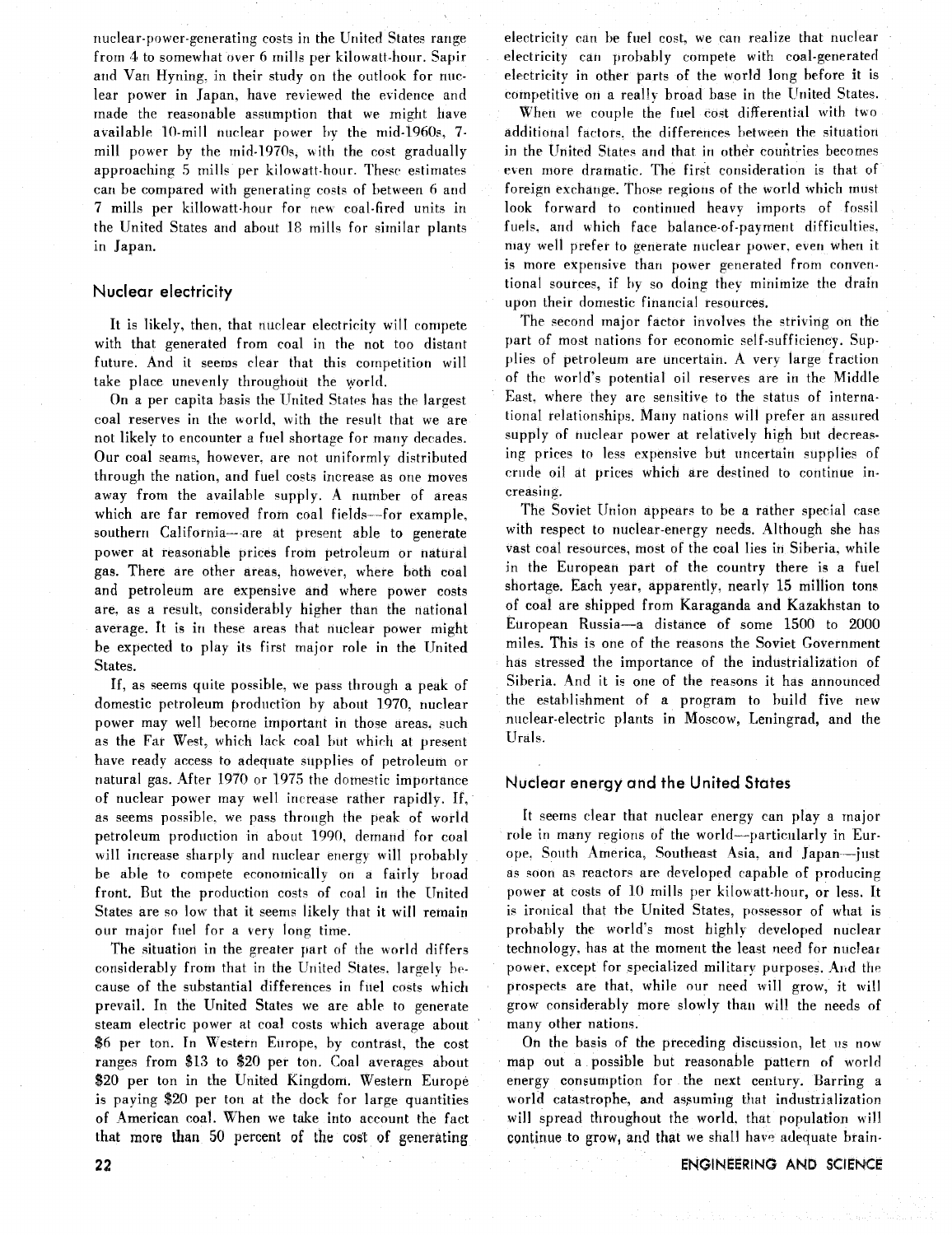nuclear-power-generating costs in the United States range from 4 to somewhat over 6 mills per kilowatt-hour. Sapir and Van Hyning, in their study on the outlook for nuclear power in Japan, have reviewed the evidence and made the reasonable assumption that we might have available 10-mill nuclear power by the mid-1960s, 7-mill power by the mid-1970s, with the cost gradually approaching 5 mills per kilowatt-hour. These estimates can be compared with generating costs of between 6 and 7 mills per killowatt-hour for new coal-fired units in the United States and about 18 mills for similar plants in Japan.

## Nuclear electricity

It is likely, then, that nuclear electricity will compete with that generated from coal in the not too distant future. And it seems clear that this competition will take place unevenly throughout the world.

On a per capita basis the United States has the largest coal reserves in the world, with the result that we are not likely to encounter a fuel shortage for many decades. Our coal seams, however, are not uniformly distributed through the nation, and fuel costs increase as one moves away from the available supply. A number of areas which are far removed from coal fields—for example, southern California—are at present able to generate power at reasonable prices from petroleum or natural gas. There are other areas, however, where both coal and petroleum are expensive and where power costs are, as a result, considerably higher than the national average. It is in these areas that nuclear power might be expected to play its first major role in the United States.

If, as seems quite possible, we pass through a peak of domestic petroleum production by about 1970, nuclear power may well become important in those areas, such as the Far West, which lack coal but which at present have ready access to adequate supplies of petroleum or natural gas. After 1970 or 1975 the domestic importance of nuclear power may well increase rather rapidly. If, as seems possible, we pass through the peak of world petroleum production in about 1990, demand for coal will increase sharply and nuclear energy will probably be able to compete economically on a fairly broad front. But the production costs of coal in the United States are so low that it seems likely that it will remain our major fuel for a very long time.

The situation in the greater part of the world differs considerably from that in the United States, largely because of the substantial differences in fuel costs which prevail. In the United States we are able to generate steam electric power at coal costs which average about $6 per ton. In Western Europe, by contrast, the cost ranges from $13 to $20 per ton. Coal averages about $20 per ton in the United Kingdom. Western Europe is paying $20 per ton at the dock for large quantities of American coal. When we take into account the fact that more than 50 percent of the cost of generating electricity can be fuel cost, we can realize that nuclear electricity can probably compete with coal-generated electricity in other parts of the world long before it is competitive on a really broad base in the United States.

When we couple the fuel cost differential with two additional factors, the differences between the situation in the United States and that in other countries becomes even more dramatic. The first consideration is that of foreign exchange. Those regions of the world which must look forward to continued heavy imports of fossil fuels, and which face balance-of-payment difficulties, may well prefer to generate nuclear power, even when it is more expensive than power generated from conventional sources, if by so doing they minimize the drain upon their domestic financial resources.

The second major factor involves the striving on the part of most nations for economic self-sufficiency. Supplies of petroleum are uncertain. A very large fraction of the world's potential oil reserves are in the Middle East, where they are sensitive to the status of international relationships. Many nations will prefer an assured supply of nuclear power at relatively high but decreasing prices to less expensive but uncertain supplies of crude oil at prices which are destined to continue increasing.

The Soviet Union appears to be a rather special case with respect to nuclear-energy needs. Although she has vast coal resources, most of the coal lies in Siberia, while in the European part of the country there is a fuel shortage. Each year, apparently, nearly 15 million tons of coal are shipped from Karaganda and Kazakhstan to European Russia—a distance of some 1500 to 2000 miles. This is one of the reasons the Soviet Government has stressed the importance of the industrialization of Siberia. And it is one of the reasons it has announced the establishment of a program to build five new nuclear-electric plants in Moscow, Leningrad, and the Urals.

## Nuclear energy and the United States

It seems clear that nuclear energy can play a major role in many regions of the world—particularly in Europe, South America, Southeast Asia, and Japan—just as soon as reactors are developed capable of producing power at costs of 10 mills per kilowatt-hour, or less. It is ironical that the United States, possessor of what is probably the world's most highly developed nuclear technology, has at the moment the least need for nuclear power, except for specialized military purposes. And the prospects are that, while our need will grow, it will grow considerably more slowly than will the needs of many other nations.

On the basis of the preceding discussion, let us now map out a possible but reasonable pattern of world energy consumption for the next century. Barring a world catastrophe, and assuming that industrialization will spread throughout the world, that population will continue to grow, and that we shall have adequate brain-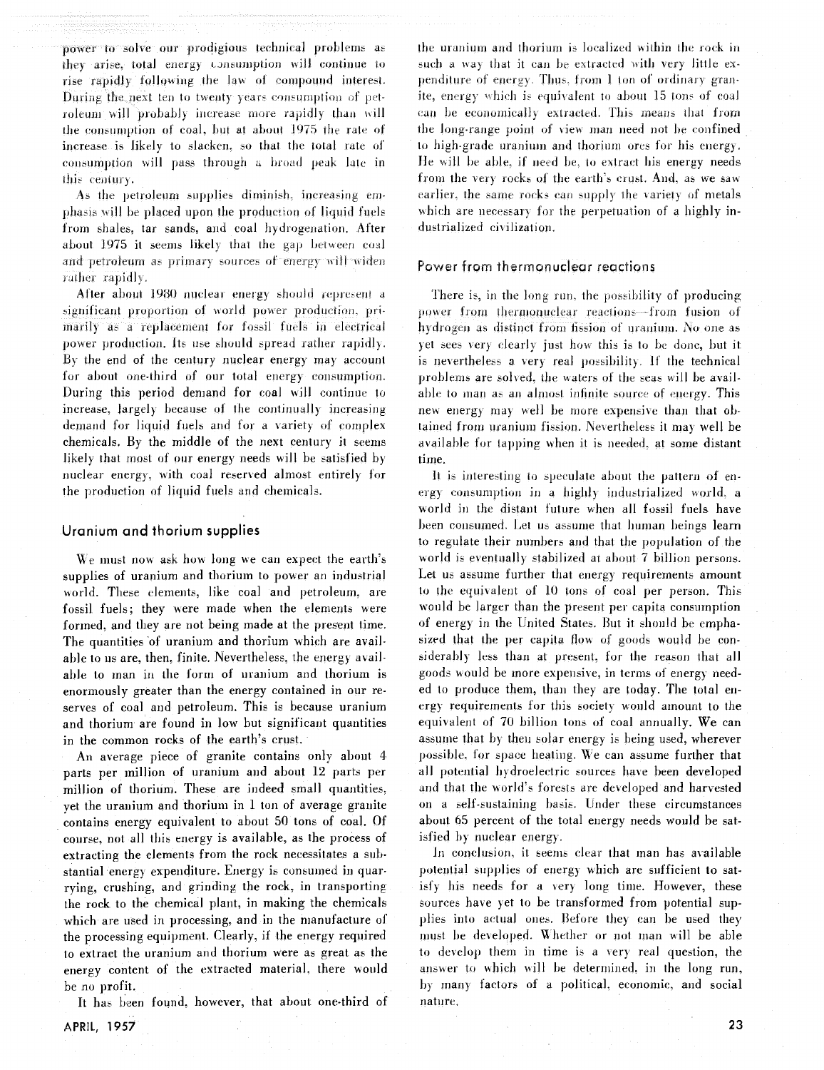power to solve our prodigious technical problems as they arise, total energy consumption will continue to rise rapidly following the law of compound interest. During the next ten to twenty years consumption of petroleum will probably increase more rapidly than will the consumption of coal, but at about 1975 the rate of increase is likely to slacken, so that the total rate of consumption will pass through a broad peak late in this century.

As the petroleum supplies diminish, increasing emphasis will be placed upon the production of liquid fuels from shales, tar sands, and coal hydrogenation. After about 1975 it seems likely that the gap between coal and petroleum as primary sources of energy will widen rather rapidly.

After about 1980 nuclear energy should represent a significant proportion of world power production, primarily as a replacement for fossil fuels in electrical power production. Its use should spread rather rapidly. By the end of the century nuclear energy may account for about one-third of our total energy consumption. During this period demand for coal will continue to increase, largely because of the continually increasing demand for liquid fuels and for a variety of complex chemicals. By the middle of the next century it seems likely that most of our energy needs will be satisfied by nuclear energy, with coal reserved almost entirely for the production of liquid fuels and chemicals.

## Uranium and thorium supplies

We must now ask how long we can expect the earth's supplies of uranium and thorium to power an industrial world. These elements, like coal and petroleum, are fossil fuels; they were made when the elements were formed, and they are not being made at the present time. The quantities of uranium and thorium which are available to us are, then, finite. Nevertheless, the energy available to man in the form of uranium and thorium is enormously greater than the energy contained in our reserves of coal and petroleum. This is because uranium and thorium are found in low but significant quantities in the common rocks of the earth's crust.

An average piece of granite contains only about 4 parts per million of uranium and about 12 parts per million of thorium. These are indeed small quantities, yet the uranium and thorium in 1 ton of average granite contains energy equivalent to about 50 tons of coal. Of course, not all this energy is available, as the process of extracting the elements from the rock necessitates a substantial energy expenditure. Energy is consumed in quarrying, crushing, and grinding the rock, in transporting the rock to the chemical plant, in making the chemicals which are used in processing, and in the manufacture of the processing equipment. Clearly, if the energy required to extract the uranium and thorium were as great as the energy content of the extracted material, there would be no profit.

It has been found, however, that about one-third of the uranium and thorium is localized within the rock in such a way that it can be extracted with very little expenditure of energy. Thus, from 1 ton of ordinary granite, energy which is equivalent to about 15 tons of coal can be economically extracted. This means that from the long-range point of view man need not be confined to high-grade uranium and thorium ores for his energy. He will be able, if need be, to extract his energy needs from the very rocks of the earth's crust. And, as we saw earlier, the same rocks can supply the variety of metals which are necessary for the perpetuation of a highly industrialized civilization.

## Power from thermonuclear reactions

There is, in the long run, the possibility of producing power from thermonuclear reactions—from fusion of hydrogen as distinct from fission of uranium. No one as yet sees very clearly just how this is to be done, but it is nevertheless a very real possibility. If the technical problems are solved, the waters of the seas will be available to man as an almost infinite source of energy. This new energy may well be more expensive than that obtained from uranium fission. Nevertheless it may well be available for tapping when it is needed, at some distant time.

It is interesting to speculate about the pattern of energy consumption in a highly industrialized world, a world in the distant future when all fossil fuels have been consumed. Let us assume that human beings learn to regulate their numbers and that the population of the world is eventually stabilized at about 7 billion persons. Let us assume further that energy requirements amount to the equivalent of 10 tons of coal per person. This would be larger than the present per capita consumption of energy in the United States. But it should be emphasized that the per capita flow of goods would be considerably less than at present, for the reason that all goods would be more expensive, in terms of energy needed to produce them, than they are today. The total energy requirements for this society would amount to the equivalent of 70 billion tons of coal annually. We can assume that by then solar energy is being used, wherever possible, for space heating. We can assume further that all potential hydroelectric sources have been developed and that the world's forests are developed and harvested on a self-sustaining basis. Under these circumstances about 65 percent of the total energy needs would be satisfied by nuclear energy.

In conclusion, it seems clear that man has available potential supplies of energy which are sufficient to satisfy his needs for a very long time. However, these sources have yet to be transformed from potential supplies into actual ones. Before they can be used they must be developed. Whether or not man will be able to develop them in time is a very real question, the answer to which will be determined, in the long run, by many factors of a political, economic, and social nature.